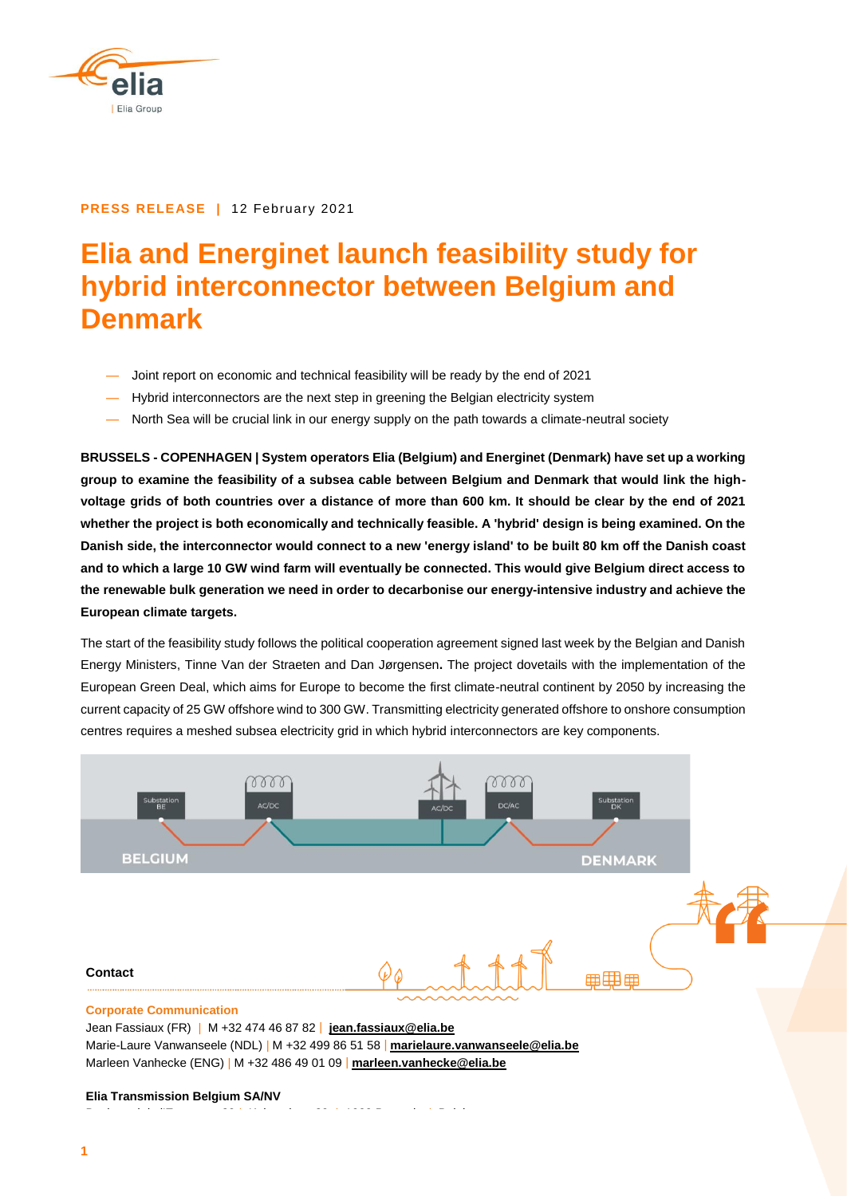PRESS RELEASE | 12 February 2021

# Elia and Energinet launch feasibility study for hybrid interconnector between Belgium and Denmark

- Joint report on economic and technical feasibility will be ready by the end of 2021
- Hybrid interconnectors are the next step in greening the Belgian electricity system
- North Sea will be crucial link in our energy supply on the path towards a climate-neutral society

**BRUSSELS - COPENHAGEN | System operators Elia (Belgium) and Energinet (Denmark) have set up a working group to examine the feasibility of a subsea cable between Belgium and Denmark that would link the high-voltage grids of both countries over a distance of more than 600 km. It should be clear by the end of 2021 whether the project is both economically and technically feasible. A 'hybrid' design is being examined. On the Danish side, the interconnector would connect to a new 'energy island' to be built 80 km off the Danish coast and to which a large 10 GW wind farm will eventually be connected. This would give Belgium direct access to the renewable bulk generation we need in order to decarbonise our energy-intensive industry and achieve the European climate targets.**

The start of the feasibility study follows the political cooperation agreement signed last week by the Belgian and Danish Energy Ministers, Tinne Van der Straeten and Dan Jørgensen**.** The project dovetails with the implementation of the European Green Deal, which aims for Europe to become the first climate-neutral continent by 2050 by increasing the current capacity of 25 GW offshore wind to 300 GW. Transmitting electricity generated offshore to onshore consumption centres requires a meshed subsea electricity grid in which hybrid interconnectors are key components.

Substation BE | AC/DC | AC/DC | DC/AC | Substation DK

BELGIUM | DENMARK

**Contact**

**Corporate Communication**

Jean Fassiaux (FR) | M +32 474 46 87 82 | **jean.fassiaux@elia.be**

Marie-Laure Vanwanseele (NDL) | M +32 499 86 51 58 | **marielaure.vanwanseele@elia.be**

Marleen Vanhecke (ENG) | M +32 486 49 01 09 | **marleen.vanhecke@elia.be**

**Elia Transmission Belgium SA/NV**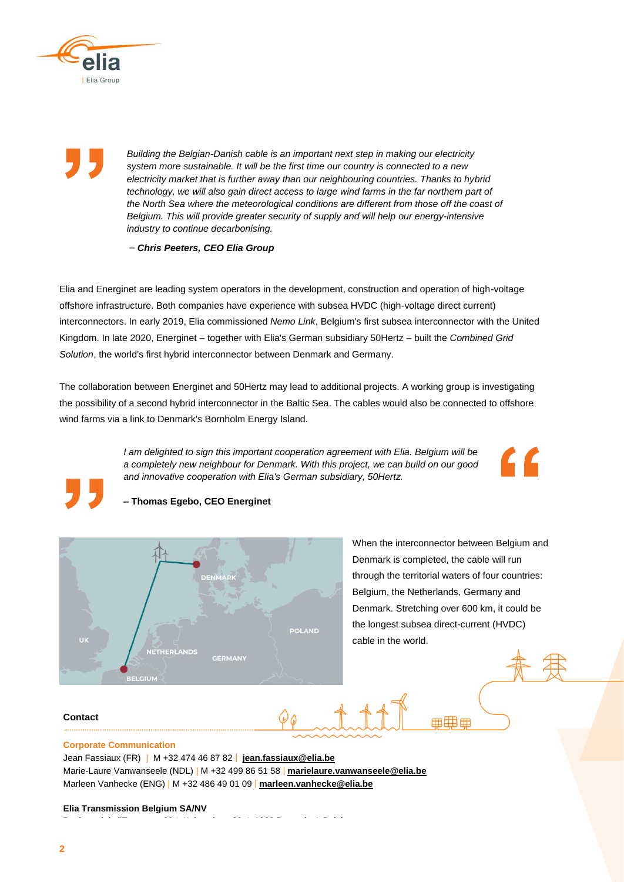> *Building the Belgian-Danish cable is an important next step in making our electricity system more sustainable. It will be the first time our country is connected to a new electricity market that is further away than our neighbouring countries. Thanks to hybrid technology, we will also gain direct access to large wind farms in the far northern part of the North Sea where the meteorological conditions are different from those off the coast of Belgium. This will provide greater security of supply and will help our energy-intensive industry to continue decarbonising.*
>
> – ***Chris Peeters, CEO Elia Group***

Elia and Energinet are leading system operators in the development, construction and operation of high-voltage offshore infrastructure. Both companies have experience with subsea HVDC (high-voltage direct current) interconnectors. In early 2019, Elia commissioned *Nemo Link*, Belgium's first subsea interconnector with the United Kingdom. In late 2020, Energinet – together with Elia's German subsidiary 50Hertz – built the *Combined Grid Solution*, the world's first hybrid interconnector between Denmark and Germany.

The collaboration between Energinet and 50Hertz may lead to additional projects. A working group is investigating the possibility of a second hybrid interconnector in the Baltic Sea. The cables would also be connected to offshore wind farms via a link to Denmark's Bornholm Energy Island.

> *I am delighted to sign this important cooperation agreement with Elia. Belgium will be a completely new neighbour for Denmark. With this project, we can build on our good and innovative cooperation with Elia's German subsidiary, 50Hertz.*
>
> **– Thomas Egebo, CEO Energinet**

When the interconnector between Belgium and Denmark is completed, the cable will run through the territorial waters of four countries: Belgium, the Netherlands, Germany and Denmark. Stretching over 600 km, it could be the longest subsea direct-current (HVDC) cable in the world.

**Contact**

**Corporate Communication**

Jean Fassiaux (FR) | M +32 474 46 87 82 | **jean.fassiaux@elia.be**
Marie-Laure Vanwanseele (NDL) | M +32 499 86 51 58 | **marielaure.vanwanseele@elia.be**
Marleen Vanhecke (ENG) | M +32 486 49 01 09 | **marleen.vanhecke@elia.be**

**Elia Transmission Belgium SA/NV**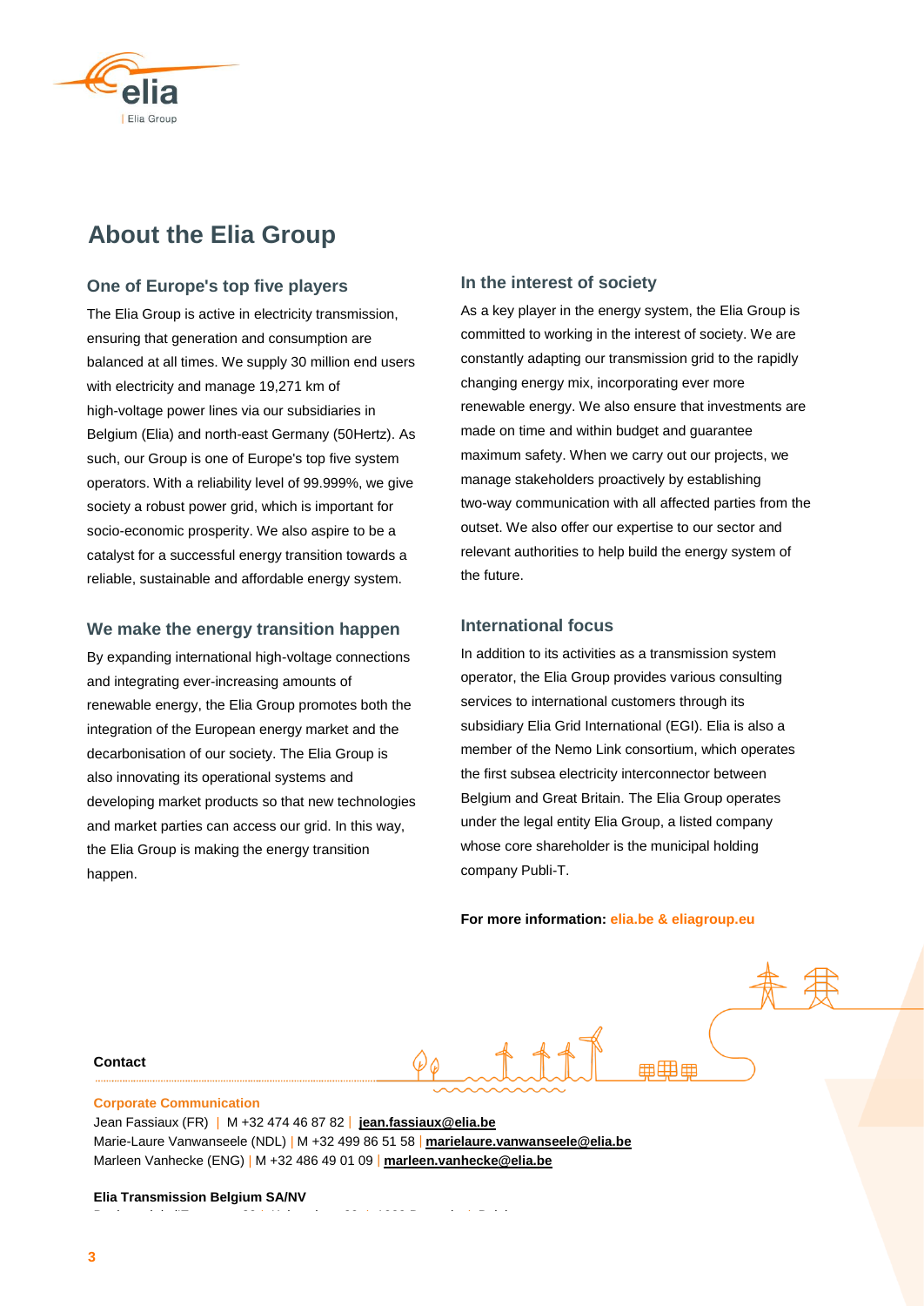# About the Elia Group

## One of Europe's top five players

The Elia Group is active in electricity transmission, ensuring that generation and consumption are balanced at all times. We supply 30 million end users with electricity and manage 19,271 km of high-voltage power lines via our subsidiaries in Belgium (Elia) and north-east Germany (50Hertz). As such, our Group is one of Europe's top five system operators. With a reliability level of 99.999%, we give society a robust power grid, which is important for socio-economic prosperity. We also aspire to be a catalyst for a successful energy transition towards a reliable, sustainable and affordable energy system.

## We make the energy transition happen

By expanding international high-voltage connections and integrating ever-increasing amounts of renewable energy, the Elia Group promotes both the integration of the European energy market and the decarbonisation of our society. The Elia Group is also innovating its operational systems and developing market products so that new technologies and market parties can access our grid. In this way, the Elia Group is making the energy transition happen.

## In the interest of society

As a key player in the energy system, the Elia Group is committed to working in the interest of society. We are constantly adapting our transmission grid to the rapidly changing energy mix, incorporating ever more renewable energy. We also ensure that investments are made on time and within budget and guarantee maximum safety. When we carry out our projects, we manage stakeholders proactively by establishing two-way communication with all affected parties from the outset. We also offer our expertise to our sector and relevant authorities to help build the energy system of the future.

## International focus

In addition to its activities as a transmission system operator, the Elia Group provides various consulting services to international customers through its subsidiary Elia Grid International (EGI). Elia is also a member of the Nemo Link consortium, which operates the first subsea electricity interconnector between Belgium and Great Britain. The Elia Group operates under the legal entity Elia Group, a listed company whose core shareholder is the municipal holding company Publi-T.

**For more information: elia.be & eliagroup.eu**

**Contact**

**Corporate Communication**

Jean Fassiaux (FR) | M +32 474 46 87 82 | **jean.fassiaux@elia.be**
Marie-Laure Vanwanseele (NDL) | M +32 499 86 51 58 | **marielaure.vanwanseele@elia.be**
Marleen Vanhecke (ENG) | M +32 486 49 01 09 | **marleen.vanhecke@elia.be**

**Elia Transmission Belgium SA/NV**